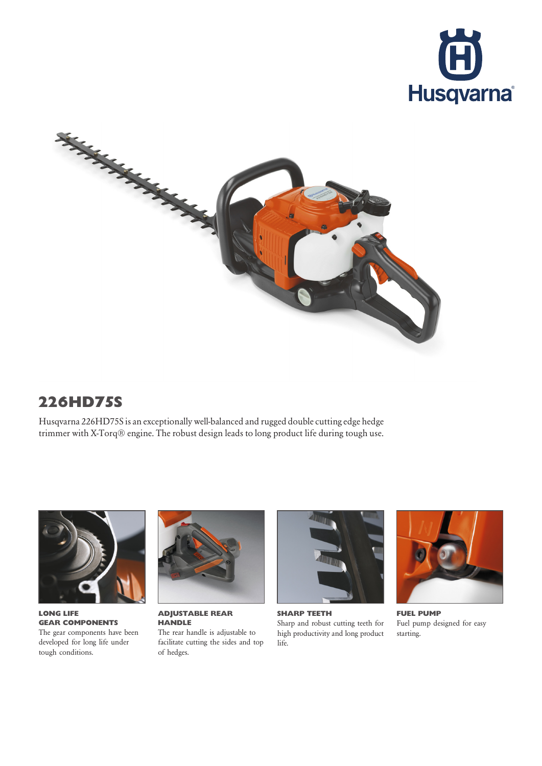Husqvarna

# 226HD75S

Husqvarna 226HD75S is an exceptionally well-balanced and rugged double cutting edge hedge trimmer with X-Torq® engine. The robust design leads to long product life during tough use.

**LONG LIFE GEAR COMPONENTS**
The gear components have been developed for long life under tough conditions.

**ADJUSTABLE REAR HANDLE**
The rear handle is adjustable to facilitate cutting the sides and top of hedges.

**SHARP TEETH**
Sharp and robust cutting teeth for high productivity and long product life.

**FUEL PUMP**
Fuel pump designed for easy starting.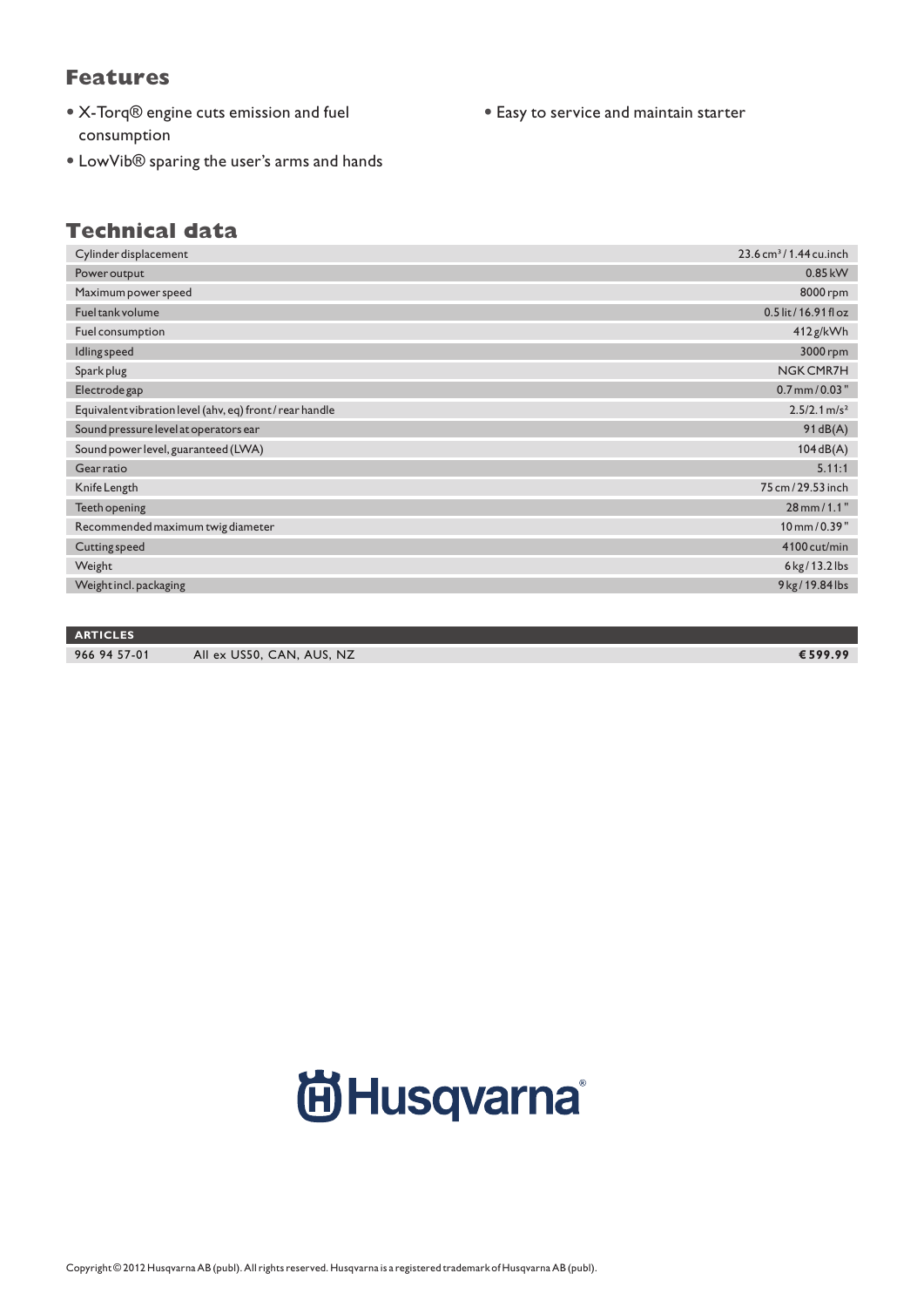## Features

- X-Torq® engine cuts emission and fuel consumption
- LowVib® sparing the user's arms and hands
- Easy to service and maintain starter

## Technical data

| | |
|---|---|
| Cylinder displacement | 23.6 cm³ / 1.44 cu.inch |
| Power output | 0.85 kW |
| Maximum power speed | 8000 rpm |
| Fuel tank volume | 0.5 lit / 16.91 fl oz |
| Fuel consumption | 412 g/kWh |
| Idling speed | 3000 rpm |
| Spark plug | NGK CMR7H |
| Electrode gap | 0.7 mm / 0.03 " |
| Equivalent vibration level (ahv, eq) front / rear handle | 2.5/2.1 m/s² |
| Sound pressure level at operators ear | 91 dB(A) |
| Sound power level, guaranteed (LWA) | 104 dB(A) |
| Gear ratio | 5.11:1 |
| Knife Length | 75 cm / 29.53 inch |
| Teeth opening | 28 mm / 1.1 " |
| Recommended maximum twig diameter | 10 mm / 0.39 " |
| Cutting speed | 4100 cut/min |
| Weight | 6 kg / 13.2 lbs |
| Weight incl. packaging | 9 kg / 19.84 lbs |

| ARTICLES | | |
|---|---|---|
| 966 94 57-01 | All ex US50, CAN, AUS, NZ | **€ 599.99** |

Husqvarna®

Copyright © 2012 Husqvarna AB (publ). All rights reserved. Husqvarna is a registered trademark of Husqvarna AB (publ).